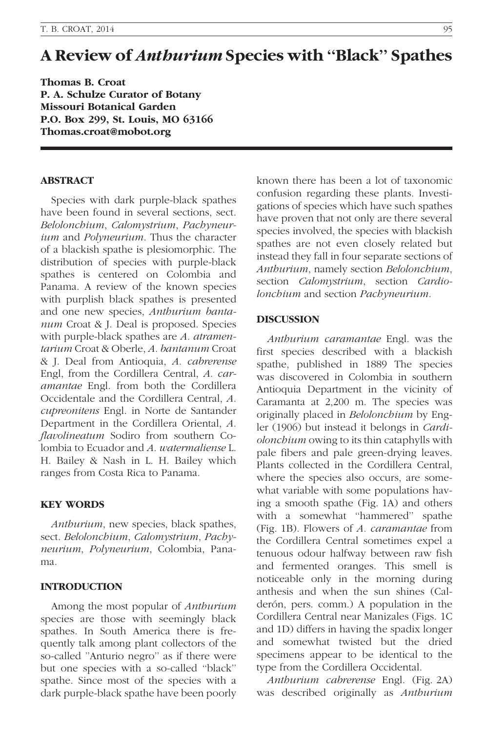# A Review of *Anthurium* Species with "Black" Spathes

**Thomas B. Croat**
**P. A. Schulze Curator of Botany**
**Missouri Botanical Garden**
**P.O. Box 299, St. Louis, MO 63166**
**Thomas.croat@mobot.org**

## ABSTRACT

Species with dark purple-black spathes have been found in several sections, sect. *Belolonchium*, *Calomystrium*, *Pachyneurium* and *Polyneurium*. Thus the character of a blackish spathe is plesiomorphic. The distribution of species with purple-black spathes is centered on Colombia and Panama. A review of the known species with purplish black spathes is presented and one new species, *Anthurium bantanum* Croat & J. Deal is proposed. Species with purple-black spathes are *A. atramentarium* Croat & Oberle, *A. bantanum* Croat & J. Deal from Antioquia, *A. cabrerense* Engl, from the Cordillera Central, *A. caramantae* Engl. from both the Cordillera Occidentale and the Cordillera Central, *A. cupreonitens* Engl. in Norte de Santander Department in the Cordillera Oriental, *A. flavolineatum* Sodiro from southern Colombia to Ecuador and *A. watermaliense* L. H. Bailey & Nash in L. H. Bailey which ranges from Costa Rica to Panama.

## KEY WORDS

*Anthurium*, new species, black spathes, sect. *Belolonchium*, *Calomystrium*, *Pachyneurium*, *Polyneurium*, Colombia, Panama.

## INTRODUCTION

Among the most popular of *Anthurium* species are those with seemingly black spathes. In South America there is frequently talk among plant collectors of the so-called "Anturio negro" as if there were but one species with a so-called "black" spathe. Since most of the species with a dark purple-black spathe have been poorly known there has been a lot of taxonomic confusion regarding these plants. Investigations of species which have such spathes have proven that not only are there several species involved, the species with blackish spathes are not even closely related but instead they fall in four separate sections of *Anthurium*, namely section *Belolonchium*, section *Calomystrium*, section *Cardiolonchium* and section *Pachyneurium*.

## DISCUSSION

*Anthurium caramantae* Engl. was the first species described with a blackish spathe, published in 1889 The species was discovered in Colombia in southern Antioquia Department in the vicinity of Caramanta at 2,200 m. The species was originally placed in *Belolonchium* by Engler (1906) but instead it belongs in *Cardiolonchium* owing to its thin cataphylls with pale fibers and pale green-drying leaves. Plants collected in the Cordillera Central, where the species also occurs, are somewhat variable with some populations having a smooth spathe (Fig. 1A) and others with a somewhat "hammered" spathe (Fig. 1B). Flowers of *A. caramantae* from the Cordillera Central sometimes expel a tenuous odour halfway between raw fish and fermented oranges. This smell is noticeable only in the morning during anthesis and when the sun shines (Calderón, pers. comm.) A population in the Cordillera Central near Manizales (Figs. 1C and 1D) differs in having the spadix longer and somewhat twisted but the dried specimens appear to be identical to the type from the Cordillera Occidental.

*Anthurium cabrerense* Engl. (Fig. 2A) was described originally as *Anthurium*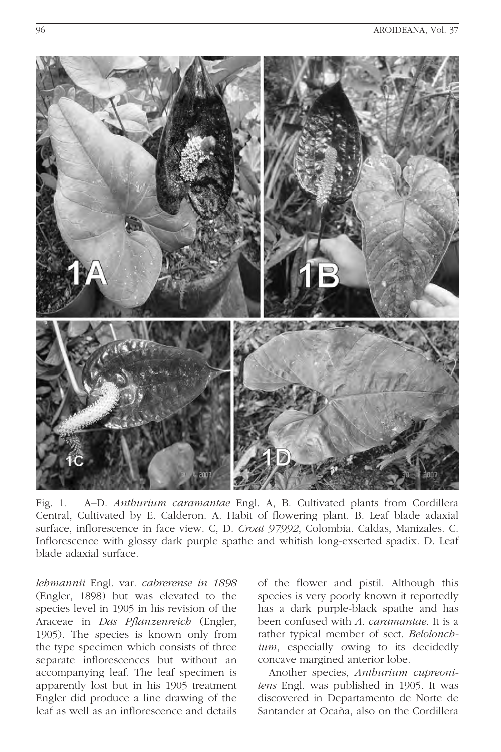Fig. 1. A–D. *Anthurium caramantae* Engl. A, B. Cultivated plants from Cordillera Central, Cultivated by E. Calderon. A. Habit of flowering plant. B. Leaf blade adaxial surface, inflorescence in face view. C, D. *Croat 97992*, Colombia. Caldas, Manizales. C. Inflorescence with glossy dark purple spathe and whitish long-exserted spadix. D. Leaf blade adaxial surface.

*lehmannii* Engl. var. *cabrerense in 1898* (Engler, 1898) but was elevated to the species level in 1905 in his revision of the Araceae in *Das Pflanzenreich* (Engler, 1905). The species is known only from the type specimen which consists of three separate inflorescences but without an accompanying leaf. The leaf specimen is apparently lost but in his 1905 treatment Engler did produce a line drawing of the leaf as well as an inflorescence and details of the flower and pistil. Although this species is very poorly known it reportedly has a dark purple-black spathe and has been confused with *A. caramantae*. It is a rather typical member of sect. *Belolonchium*, especially owing to its decidedly concave margined anterior lobe.

Another species, *Anthurium cupreonitens* Engl. was published in 1905. It was discovered in Departamento de Norte de Santander at Ocaña, also on the Cordillera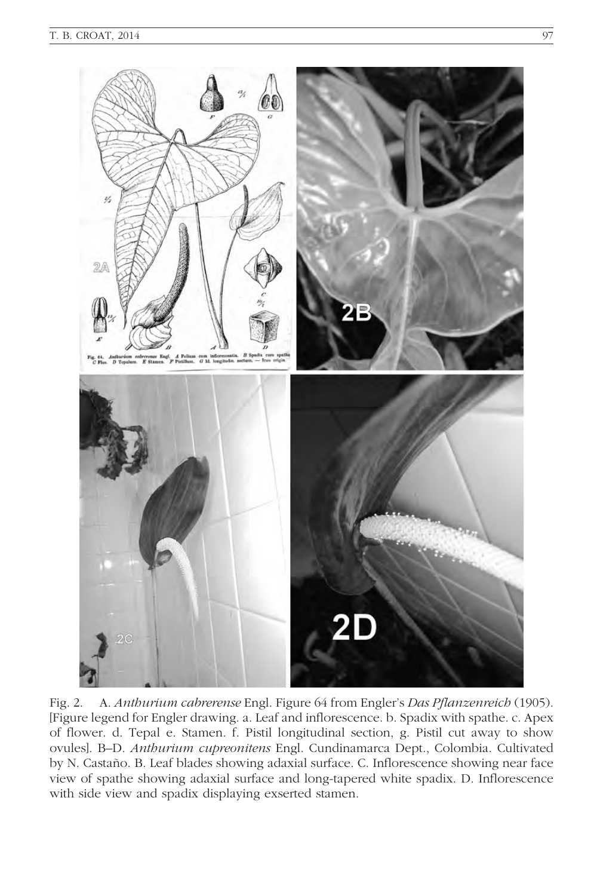Fig. 2. A. *Anthurium cabrerense* Engl. Figure 64 from Engler's *Das Pflanzenreich* (1905). [Figure legend for Engler drawing. a. Leaf and inflorescence. b. Spadix with spathe. c. Apex of flower. d. Tepal e. Stamen. f. Pistil longitudinal section, g. Pistil cut away to show ovules]. B–D. *Anthurium cupreonitens* Engl. Cundinamarca Dept., Colombia. Cultivated by N. Castaño. B. Leaf blades showing adaxial surface. C. Inflorescence showing near face view of spathe showing adaxial surface and long-tapered white spadix. D. Inflorescence with side view and spadix displaying exserted stamen.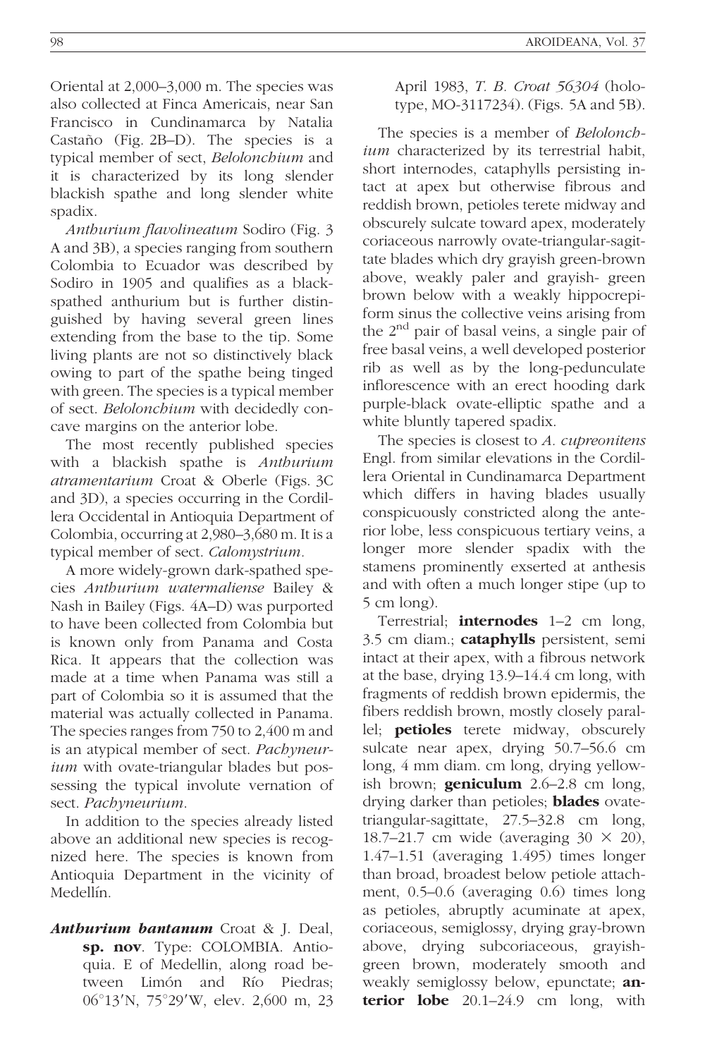Oriental at 2,000–3,000 m. The species was also collected at Finca Americais, near San Francisco in Cundinamarca by Natalia Castaño (Fig. 2B–D). The species is a typical member of sect, *Belolonchium* and it is characterized by its long slender blackish spathe and long slender white spadix.

*Anthurium flavolineatum* Sodiro (Fig. 3 A and 3B), a species ranging from southern Colombia to Ecuador was described by Sodiro in 1905 and qualifies as a black-spathed anthurium but is further distinguished by having several green lines extending from the base to the tip. Some living plants are not so distinctively black owing to part of the spathe being tinged with green. The species is a typical member of sect. *Belolonchium* with decidedly concave margins on the anterior lobe.

The most recently published species with a blackish spathe is *Anthurium atramentarium* Croat & Oberle (Figs. 3C and 3D), a species occurring in the Cordillera Occidental in Antioquia Department of Colombia, occurring at 2,980–3,680 m. It is a typical member of sect. *Calomystrium*.

A more widely-grown dark-spathed species *Anthurium watermaliense* Bailey & Nash in Bailey (Figs. 4A–D) was purported to have been collected from Colombia but is known only from Panama and Costa Rica. It appears that the collection was made at a time when Panama was still a part of Colombia so it is assumed that the material was actually collected in Panama. The species ranges from 750 to 2,400 m and is an atypical member of sect. *Pachyneurium* with ovate-triangular blades but possessing the typical involute vernation of sect. *Pachyneurium*.

In addition to the species already listed above an additional new species is recognized here. The species is known from Antioquia Department in the vicinity of Medellín.

***Anthurium bantanum*** Croat & J. Deal, **sp. nov**. Type: COLOMBIA. Antioquia. E of Medellin, along road between Limón and Río Piedras; 06°13′N, 75°29′W, elev. 2,600 m, 23 April 1983, *T. B. Croat 56304* (holotype, MO-3117234). (Figs. 5A and 5B).

The species is a member of *Belolonchium* characterized by its terrestrial habit, short internodes, cataphylls persisting intact at apex but otherwise fibrous and reddish brown, petioles terete midway and obscurely sulcate toward apex, moderately coriaceous narrowly ovate-triangular-sagittate blades which dry grayish green-brown above, weakly paler and grayish- green brown below with a weakly hippocrepiform sinus the collective veins arising from the 2nd pair of basal veins, a single pair of free basal veins, a well developed posterior rib as well as by the long-pedunculate inflorescence with an erect hooding dark purple-black ovate-elliptic spathe and a white bluntly tapered spadix.

The species is closest to *A. cupreonitens* Engl. from similar elevations in the Cordillera Oriental in Cundinamarca Department which differs in having blades usually conspicuously constricted along the anterior lobe, less conspicuous tertiary veins, a longer more slender spadix with the stamens prominently exserted at anthesis and with often a much longer stipe (up to 5 cm long).

Terrestrial; **internodes** 1–2 cm long, 3.5 cm diam.; **cataphylls** persistent, semi intact at their apex, with a fibrous network at the base, drying 13.9–14.4 cm long, with fragments of reddish brown epidermis, the fibers reddish brown, mostly closely parallel; **petioles** terete midway, obscurely sulcate near apex, drying 50.7–56.6 cm long, 4 mm diam. cm long, drying yellowish brown; **geniculum** 2.6–2.8 cm long, drying darker than petioles; **blades** ovate-triangular-sagittate, 27.5–32.8 cm long, 18.7–21.7 cm wide (averaging 30 × 20), 1.47–1.51 (averaging 1.495) times longer than broad, broadest below petiole attachment, 0.5–0.6 (averaging 0.6) times long as petioles, abruptly acuminate at apex, coriaceous, semiglossy, drying gray-brown above, drying subcoriaceous, grayish-green brown, moderately smooth and weakly semiglossy below, epunctate; **anterior lobe** 20.1–24.9 cm long, with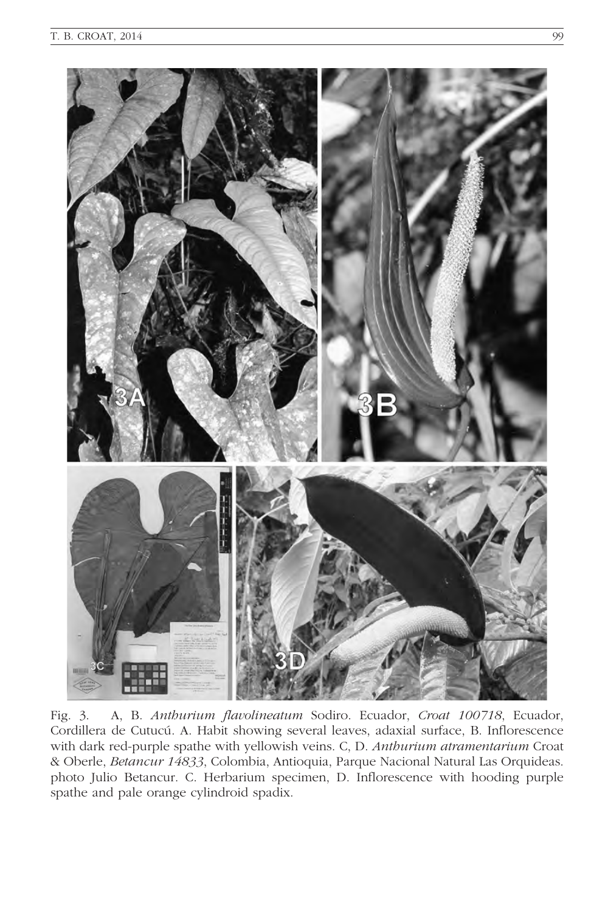Fig. 3. A, B. *Anthurium flavolineatum* Sodiro. Ecuador, *Croat 100718*, Ecuador, Cordillera de Cutucú. A. Habit showing several leaves, adaxial surface, B. Inflorescence with dark red-purple spathe with yellowish veins. C, D. *Anthurium atramentarium* Croat & Oberle, *Betancur 14833*, Colombia, Antioquia, Parque Nacional Natural Las Orquideas. photo Julio Betancur. C. Herbarium specimen, D. Inflorescence with hooding purple spathe and pale orange cylindroid spadix.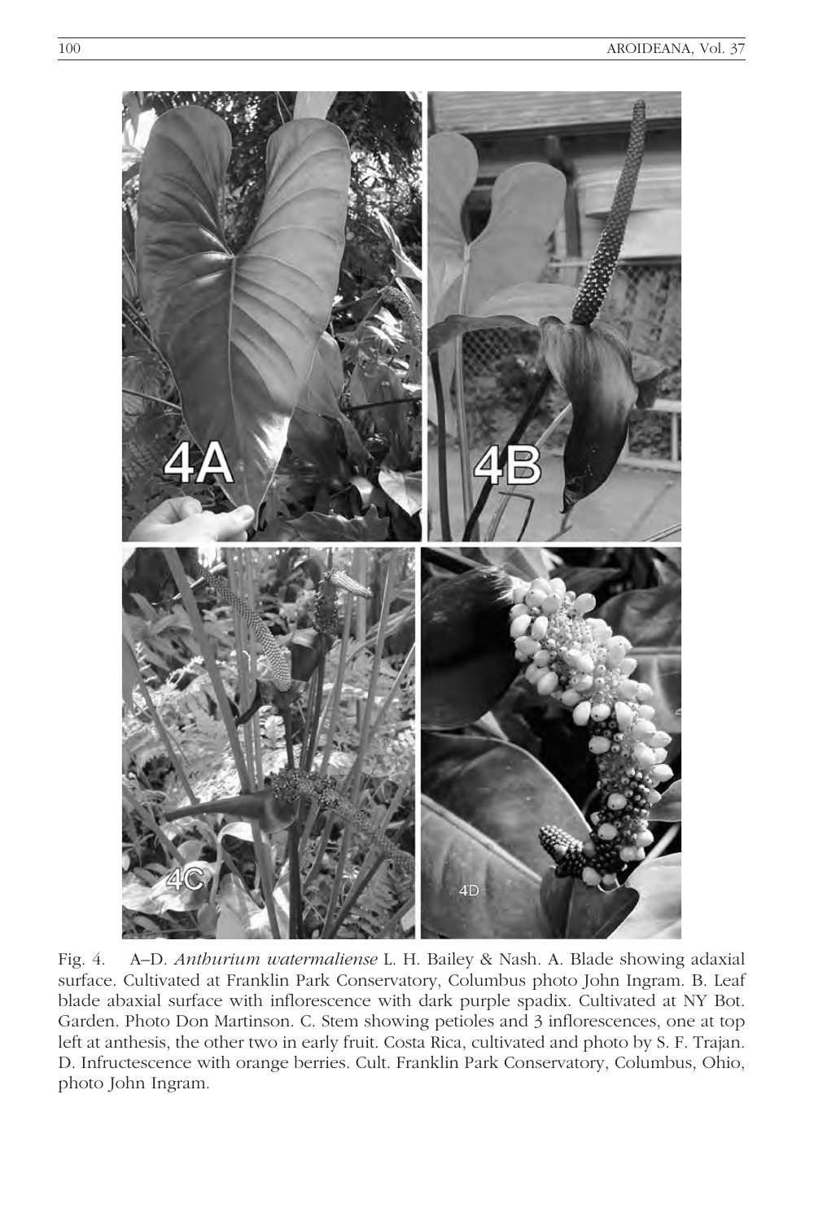Fig. 4. A–D. *Anthurium watermaliense* L. H. Bailey & Nash. A. Blade showing adaxial surface. Cultivated at Franklin Park Conservatory, Columbus photo John Ingram. B. Leaf blade abaxial surface with inflorescence with dark purple spadix. Cultivated at NY Bot. Garden. Photo Don Martinson. C. Stem showing petioles and 3 inflorescences, one at top left at anthesis, the other two in early fruit. Costa Rica, cultivated and photo by S. F. Trajan. D. Infructescence with orange berries. Cult. Franklin Park Conservatory, Columbus, Ohio, photo John Ingram.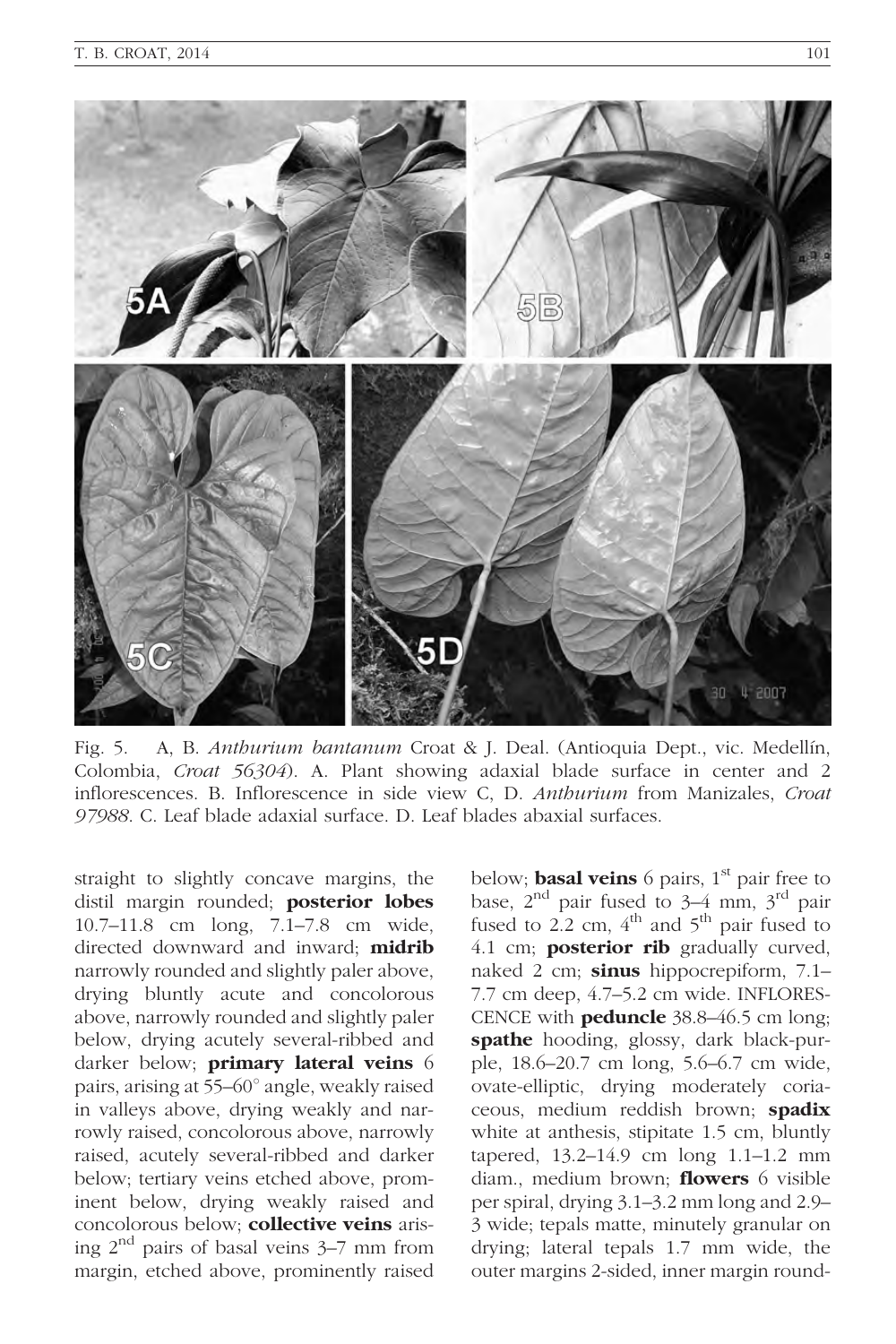Fig. 5. A, B. *Anthurium bantanum* Croat & J. Deal. (Antioquia Dept., vic. Medellín, Colombia, *Croat 56304*). A. Plant showing adaxial blade surface in center and 2 inflorescences. B. Inflorescence in side view C, D. *Anthurium* from Manizales, *Croat 97988*. C. Leaf blade adaxial surface. D. Leaf blades abaxial surfaces.

straight to slightly concave margins, the distil margin rounded; **posterior lobes** 10.7–11.8 cm long, 7.1–7.8 cm wide, directed downward and inward; **midrib** narrowly rounded and slightly paler above, drying bluntly acute and concolorous above, narrowly rounded and slightly paler below, drying acutely several-ribbed and darker below; **primary lateral veins** 6 pairs, arising at 55–60° angle, weakly raised in valleys above, drying weakly and narrowly raised, concolorous above, narrowly raised, acutely several-ribbed and darker below; tertiary veins etched above, prominent below, drying weakly raised and concolorous below; **collective veins** arising 2nd pairs of basal veins 3–7 mm from margin, etched above, prominently raised below; **basal veins** 6 pairs, 1st pair free to base, 2nd pair fused to 3–4 mm, 3rd pair fused to 2.2 cm, 4th and 5th pair fused to 4.1 cm; **posterior rib** gradually curved, naked 2 cm; **sinus** hippocrepiform, 7.1–7.7 cm deep, 4.7–5.2 cm wide. INFLORESCENCE with **peduncle** 38.8–46.5 cm long; **spathe** hooding, glossy, dark black-purple, 18.6–20.7 cm long, 5.6–6.7 cm wide, ovate-elliptic, drying moderately coriaceous, medium reddish brown; **spadix** white at anthesis, stipitate 1.5 cm, bluntly tapered, 13.2–14.9 cm long 1.1–1.2 mm diam., medium brown; **flowers** 6 visible per spiral, drying 3.1–3.2 mm long and 2.9–3 wide; tepals matte, minutely granular on drying; lateral tepals 1.7 mm wide, the outer margins 2-sided, inner margin round-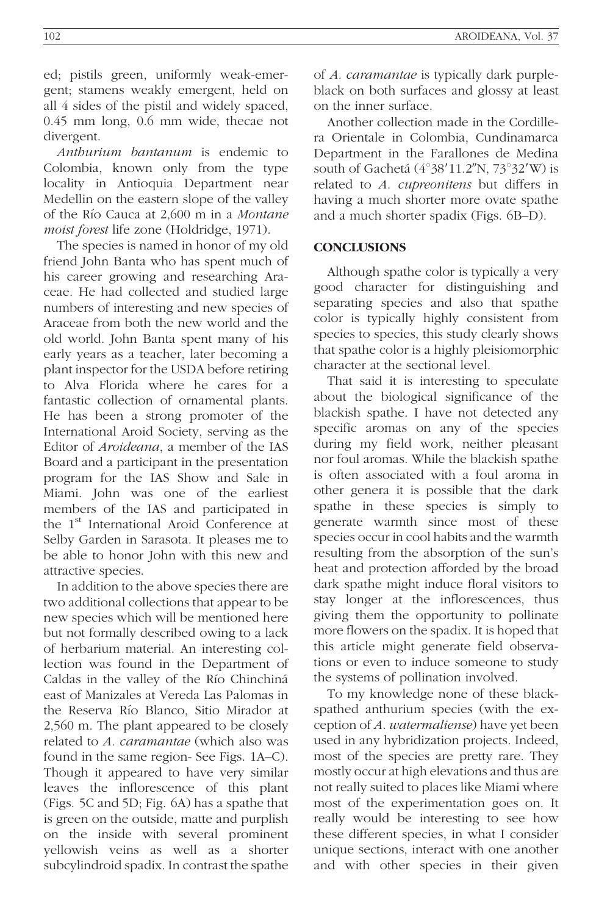ed; pistils green, uniformly weak-emergent; stamens weakly emergent, held on all 4 sides of the pistil and widely spaced, 0.45 mm long, 0.6 mm wide, thecae not divergent.

*Anthurium bantanum* is endemic to Colombia, known only from the type locality in Antioquia Department near Medellin on the eastern slope of the valley of the Río Cauca at 2,600 m in a *Montane moist forest* life zone (Holdridge, 1971).

The species is named in honor of my old friend John Banta who has spent much of his career growing and researching Araceae. He had collected and studied large numbers of interesting and new species of Araceae from both the new world and the old world. John Banta spent many of his early years as a teacher, later becoming a plant inspector for the USDA before retiring to Alva Florida where he cares for a fantastic collection of ornamental plants. He has been a strong promoter of the International Aroid Society, serving as the Editor of *Aroideana*, a member of the IAS Board and a participant in the presentation program for the IAS Show and Sale in Miami. John was one of the earliest members of the IAS and participated in the 1st International Aroid Conference at Selby Garden in Sarasota. It pleases me to be able to honor John with this new and attractive species.

In addition to the above species there are two additional collections that appear to be new species which will be mentioned here but not formally described owing to a lack of herbarium material. An interesting collection was found in the Department of Caldas in the valley of the Río Chinchiná east of Manizales at Vereda Las Palomas in the Reserva Río Blanco, Sitio Mirador at 2,560 m. The plant appeared to be closely related to *A. caramantae* (which also was found in the same region- See Figs. 1A–C). Though it appeared to have very similar leaves the inflorescence of this plant (Figs. 5C and 5D; Fig. 6A) has a spathe that is green on the outside, matte and purplish on the inside with several prominent yellowish veins as well as a shorter subcylindroid spadix. In contrast the spathe of *A. caramantae* is typically dark purple-black on both surfaces and glossy at least on the inner surface.

Another collection made in the Cordillera Orientale in Colombia, Cundinamarca Department in the Farallones de Medina south of Gachetá (4°38′11.2″N, 73°32′W) is related to *A. cupreonitens* but differs in having a much shorter more ovate spathe and a much shorter spadix (Figs. 6B–D).

## CONCLUSIONS

Although spathe color is typically a very good character for distinguishing and separating species and also that spathe color is typically highly consistent from species to species, this study clearly shows that spathe color is a highly pleisiomorphic character at the sectional level.

That said it is interesting to speculate about the biological significance of the blackish spathe. I have not detected any specific aromas on any of the species during my field work, neither pleasant nor foul aromas. While the blackish spathe is often associated with a foul aroma in other genera it is possible that the dark spathe in these species is simply to generate warmth since most of these species occur in cool habits and the warmth resulting from the absorption of the sun's heat and protection afforded by the broad dark spathe might induce floral visitors to stay longer at the inflorescences, thus giving them the opportunity to pollinate more flowers on the spadix. It is hoped that this article might generate field observations or even to induce someone to study the systems of pollination involved.

To my knowledge none of these black-spathed anthurium species (with the exception of *A. watermaliense*) have yet been used in any hybridization projects. Indeed, most of the species are pretty rare. They mostly occur at high elevations and thus are not really suited to places like Miami where most of the experimentation goes on. It really would be interesting to see how these different species, in what I consider unique sections, interact with one another and with other species in their given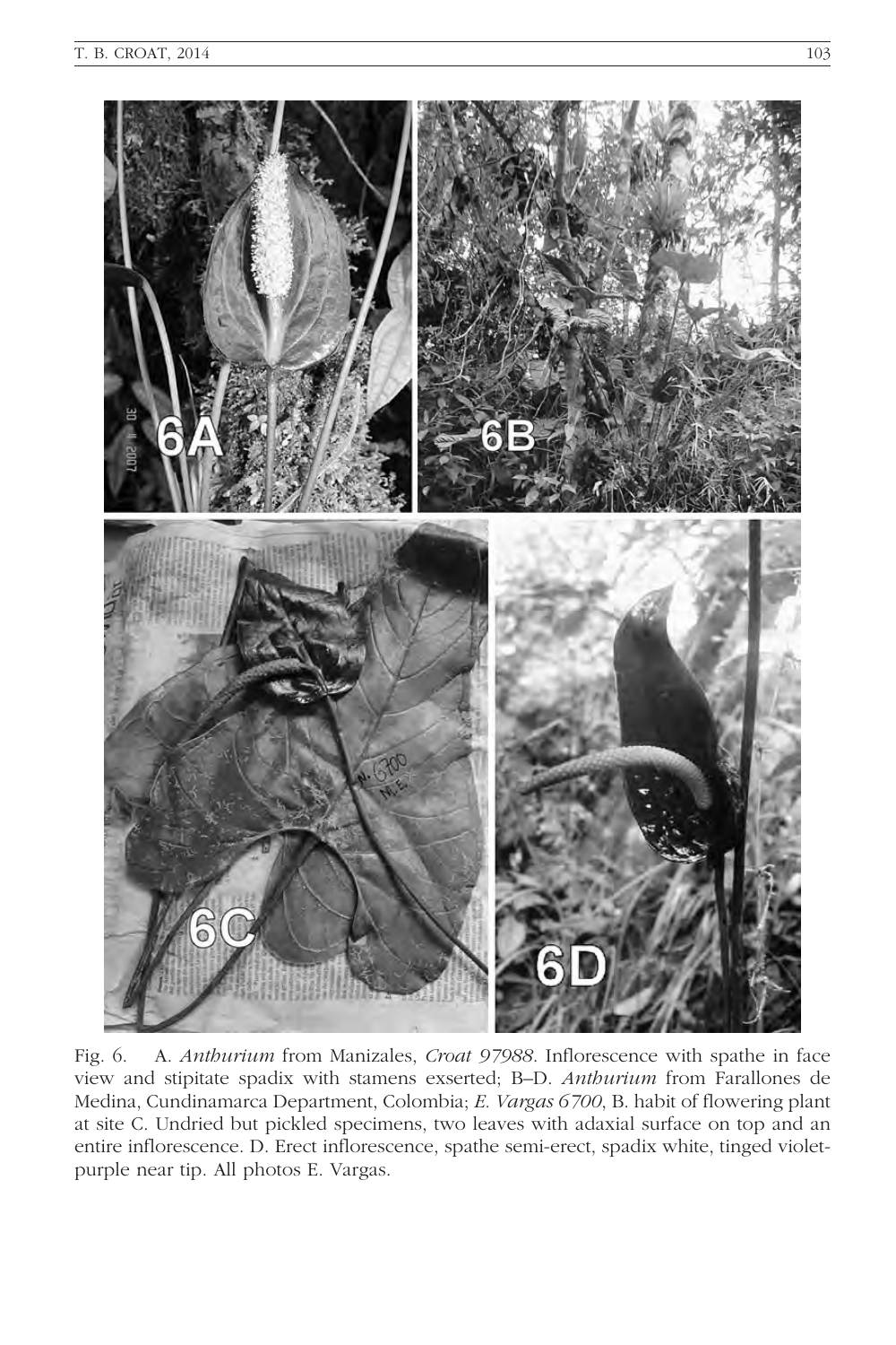Fig. 6. A. *Anthurium* from Manizales, *Croat 97988*. Inflorescence with spathe in face view and stipitate spadix with stamens exserted; B–D. *Anthurium* from Farallones de Medina, Cundinamarca Department, Colombia; *E. Vargas 6700*, B. habit of flowering plant at site C. Undried but pickled specimens, two leaves with adaxial surface on top and an entire inflorescence. D. Erect inflorescence, spathe semi-erect, spadix white, tinged violet-purple near tip. All photos E. Vargas.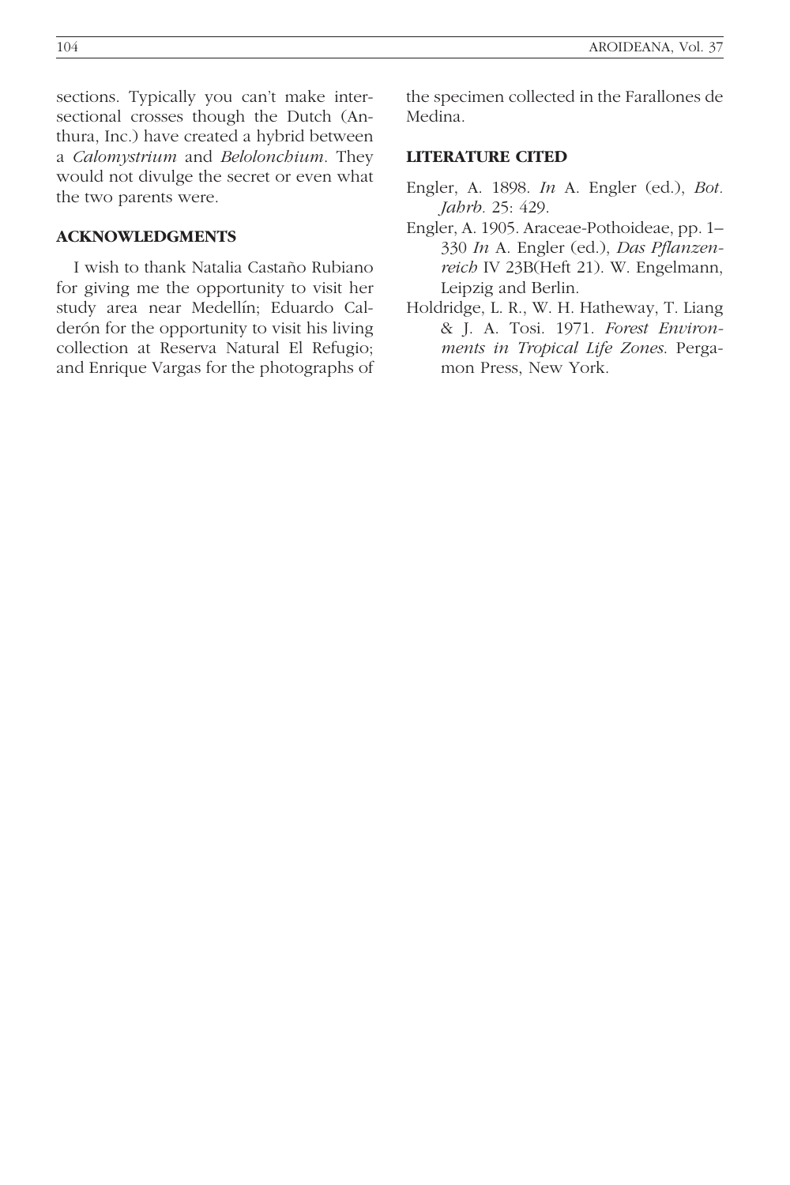sections. Typically you can't make intersectional crosses though the Dutch (Anthura, Inc.) have created a hybrid between a *Calomystrium* and *Belolonchium*. They would not divulge the secret or even what the two parents were.

## ACKNOWLEDGMENTS

I wish to thank Natalia Castaño Rubiano for giving me the opportunity to visit her study area near Medellín; Eduardo Calderón for the opportunity to visit his living collection at Reserva Natural El Refugio; and Enrique Vargas for the photographs of the specimen collected in the Farallones de Medina.

## LITERATURE CITED

Engler, A. 1898. *In* A. Engler (ed.), *Bot. Jahrb.* 25: 429.

Engler, A. 1905. Araceae-Pothoideae, pp. 1–330 *In* A. Engler (ed.), *Das Pflanzenreich* IV 23B(Heft 21). W. Engelmann, Leipzig and Berlin.

Holdridge, L. R., W. H. Hatheway, T. Liang & J. A. Tosi. 1971. *Forest Environments in Tropical Life Zones*. Pergamon Press, New York.